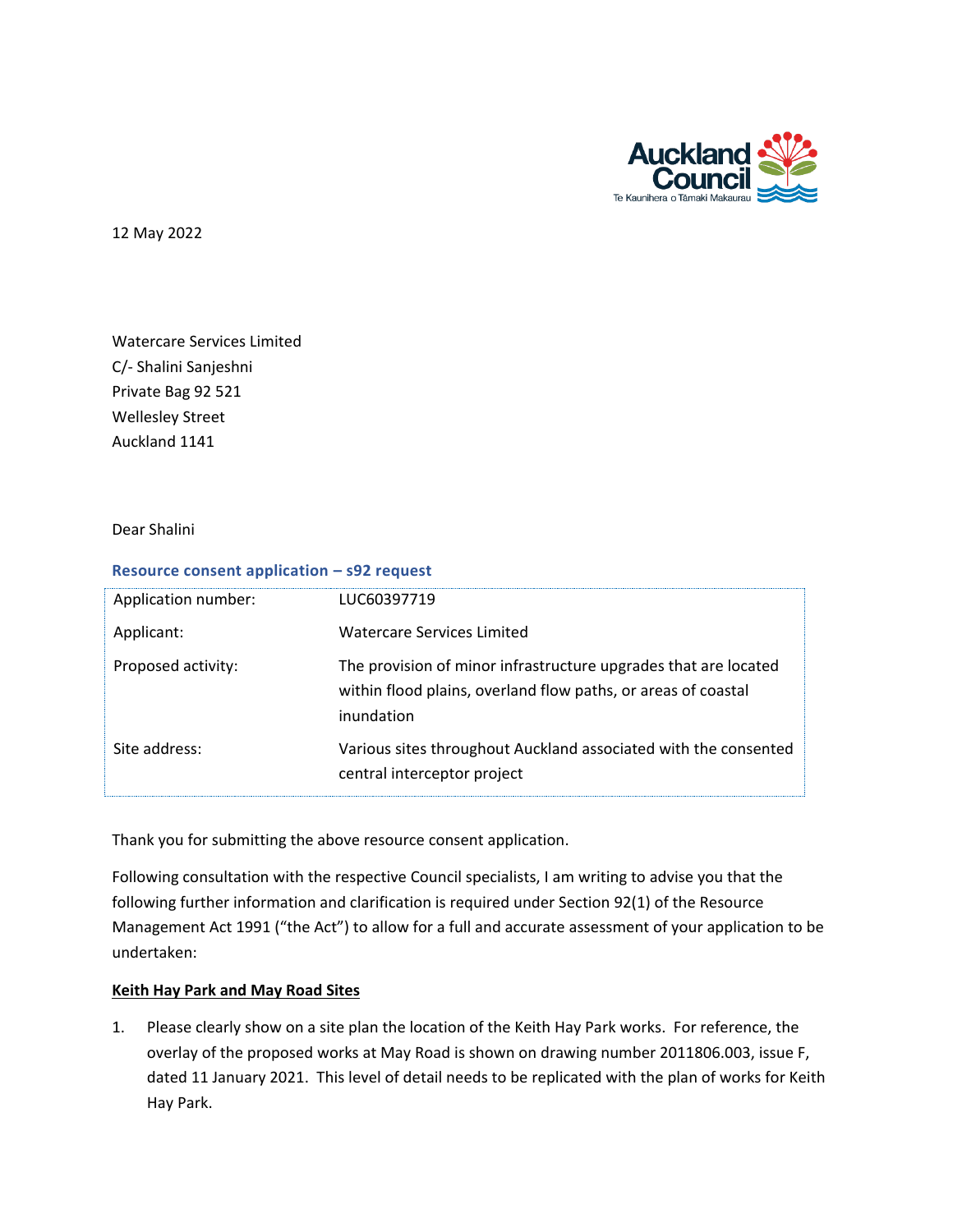12 May 2022

Watercare Services Limited
C/- Shalini Sanjeshni
Private Bag 92 521
Wellesley Street
Auckland 1141

Dear Shalini

### Resource consent application – s92 request

| | |
|---|---|
| Application number: | LUC60397719 |
| Applicant: | Watercare Services Limited |
| Proposed activity: | The provision of minor infrastructure upgrades that are located within flood plains, overland flow paths, or areas of coastal inundation |
| Site address: | Various sites throughout Auckland associated with the consented central interceptor project |

Thank you for submitting the above resource consent application.

Following consultation with the respective Council specialists, I am writing to advise you that the following further information and clarification is required under Section 92(1) of the Resource Management Act 1991 ("the Act") to allow for a full and accurate assessment of your application to be undertaken:

**<u>Keith Hay Park and May Road Sites</u>**

1. Please clearly show on a site plan the location of the Keith Hay Park works. For reference, the overlay of the proposed works at May Road is shown on drawing number 2011806.003, issue F, dated 11 January 2021. This level of detail needs to be replicated with the plan of works for Keith Hay Park.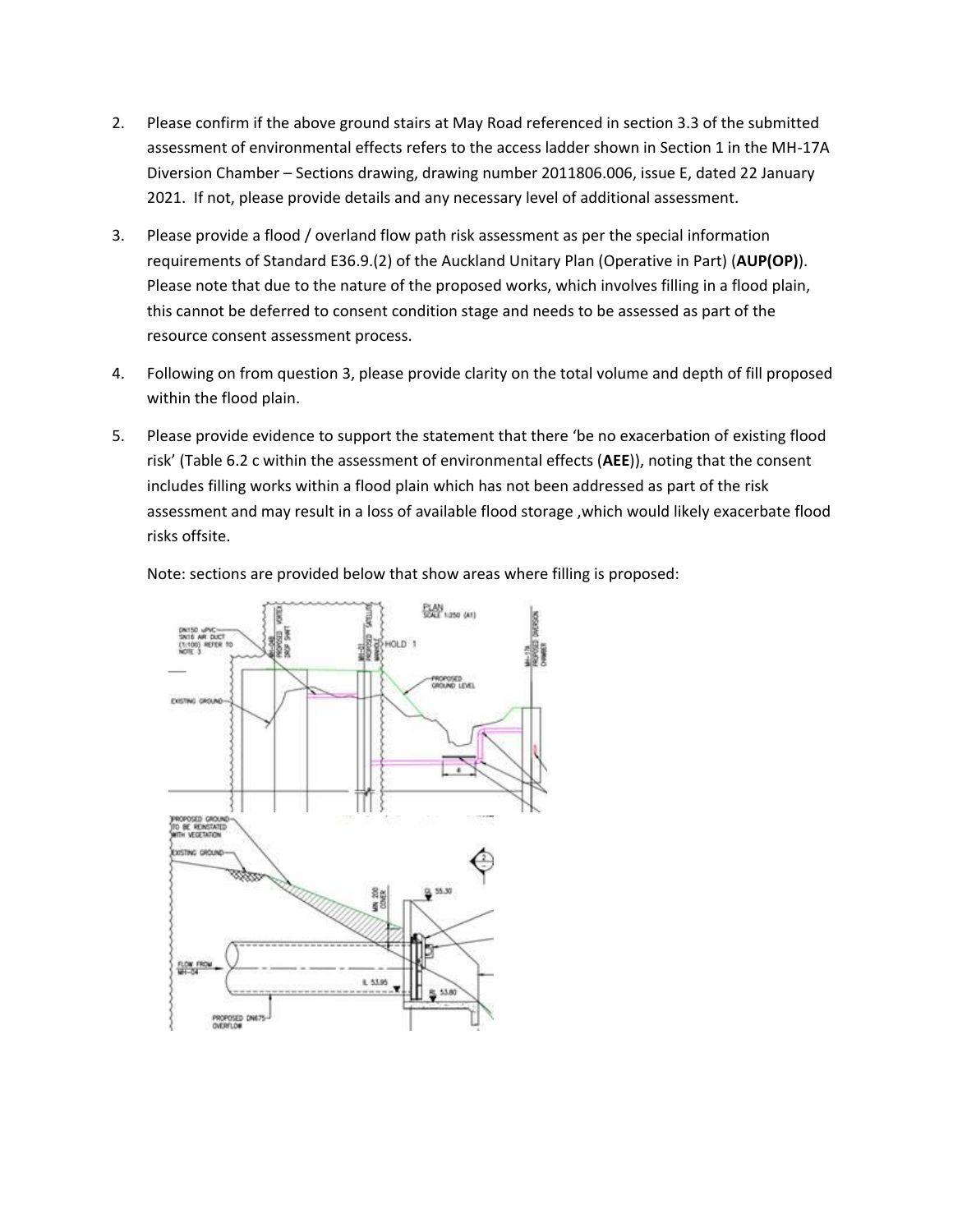2. Please confirm if the above ground stairs at May Road referenced in section 3.3 of the submitted assessment of environmental effects refers to the access ladder shown in Section 1 in the MH-17A Diversion Chamber – Sections drawing, drawing number 2011806.006, issue E, dated 22 January 2021. If not, please provide details and any necessary level of additional assessment.

3. Please provide a flood / overland flow path risk assessment as per the special information requirements of Standard E36.9.(2) of the Auckland Unitary Plan (Operative in Part) (**AUP(OP)**). Please note that due to the nature of the proposed works, which involves filling in a flood plain, this cannot be deferred to consent condition stage and needs to be assessed as part of the resource consent assessment process.

4. Following on from question 3, please provide clarity on the total volume and depth of fill proposed within the flood plain.

5. Please provide evidence to support the statement that there 'be no exacerbation of existing flood risk' (Table 6.2 c within the assessment of environmental effects (**AEE**)), noting that the consent includes filling works within a flood plain which has not been addressed as part of the risk assessment and may result in a loss of available flood storage ,which would likely exacerbate flood risks offsite.

   Note: sections are provided below that show areas where filling is proposed: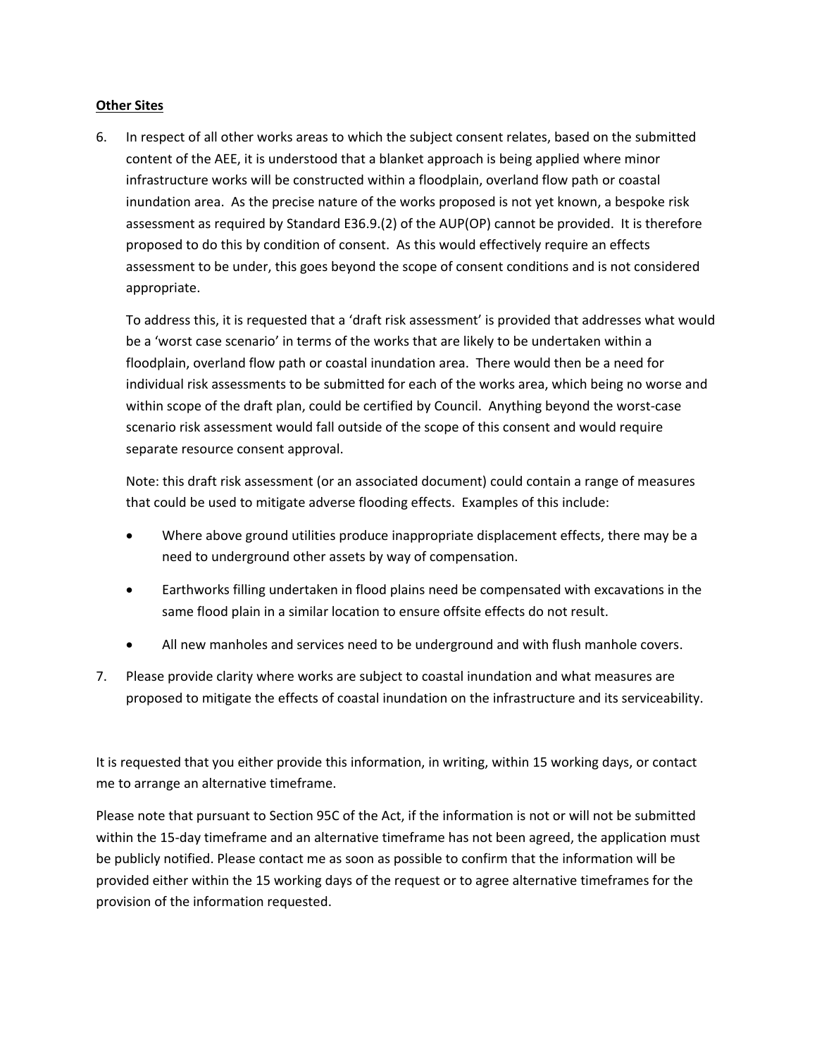**<u>Other Sites</u>**

6. In respect of all other works areas to which the subject consent relates, based on the submitted content of the AEE, it is understood that a blanket approach is being applied where minor infrastructure works will be constructed within a floodplain, overland flow path or coastal inundation area. As the precise nature of the works proposed is not yet known, a bespoke risk assessment as required by Standard E36.9.(2) of the AUP(OP) cannot be provided. It is therefore proposed to do this by condition of consent. As this would effectively require an effects assessment to be under, this goes beyond the scope of consent conditions and is not considered appropriate.

   To address this, it is requested that a 'draft risk assessment' is provided that addresses what would be a 'worst case scenario' in terms of the works that are likely to be undertaken within a floodplain, overland flow path or coastal inundation area. There would then be a need for individual risk assessments to be submitted for each of the works area, which being no worse and within scope of the draft plan, could be certified by Council. Anything beyond the worst-case scenario risk assessment would fall outside of the scope of this consent and would require separate resource consent approval.

   Note: this draft risk assessment (or an associated document) could contain a range of measures that could be used to mitigate adverse flooding effects. Examples of this include:

   - Where above ground utilities produce inappropriate displacement effects, there may be a need to underground other assets by way of compensation.
   - Earthworks filling undertaken in flood plains need be compensated with excavations in the same flood plain in a similar location to ensure offsite effects do not result.
   - All new manholes and services need to be underground and with flush manhole covers.

7. Please provide clarity where works are subject to coastal inundation and what measures are proposed to mitigate the effects of coastal inundation on the infrastructure and its serviceability.

It is requested that you either provide this information, in writing, within 15 working days, or contact me to arrange an alternative timeframe.

Please note that pursuant to Section 95C of the Act, if the information is not or will not be submitted within the 15-day timeframe and an alternative timeframe has not been agreed, the application must be publicly notified. Please contact me as soon as possible to confirm that the information will be provided either within the 15 working days of the request or to agree alternative timeframes for the provision of the information requested.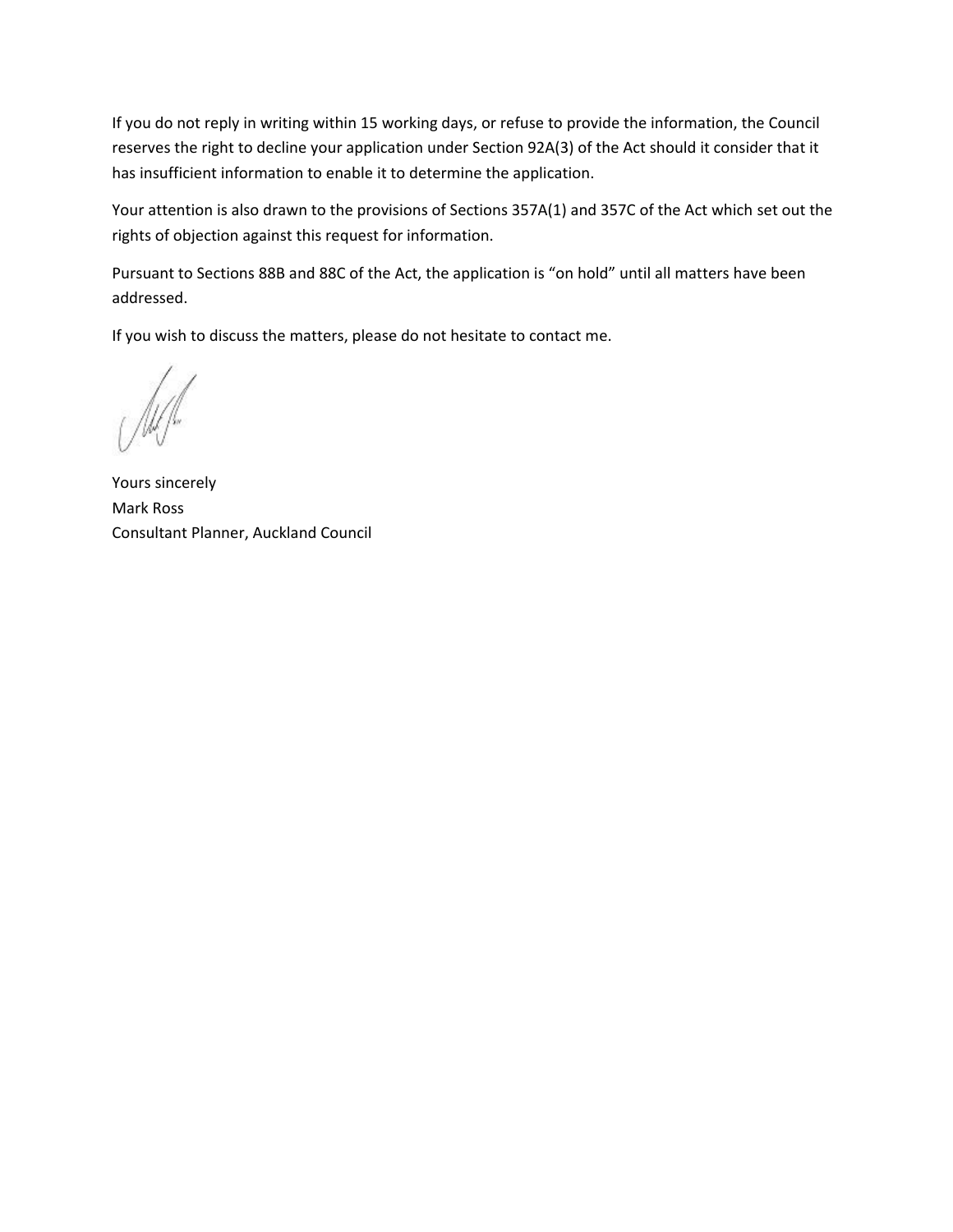If you do not reply in writing within 15 working days, or refuse to provide the information, the Council reserves the right to decline your application under Section 92A(3) of the Act should it consider that it has insufficient information to enable it to determine the application.

Your attention is also drawn to the provisions of Sections 357A(1) and 357C of the Act which set out the rights of objection against this request for information.

Pursuant to Sections 88B and 88C of the Act, the application is "on hold" until all matters have been addressed.

If you wish to discuss the matters, please do not hesitate to contact me.

Yours sincerely
Mark Ross
Consultant Planner, Auckland Council